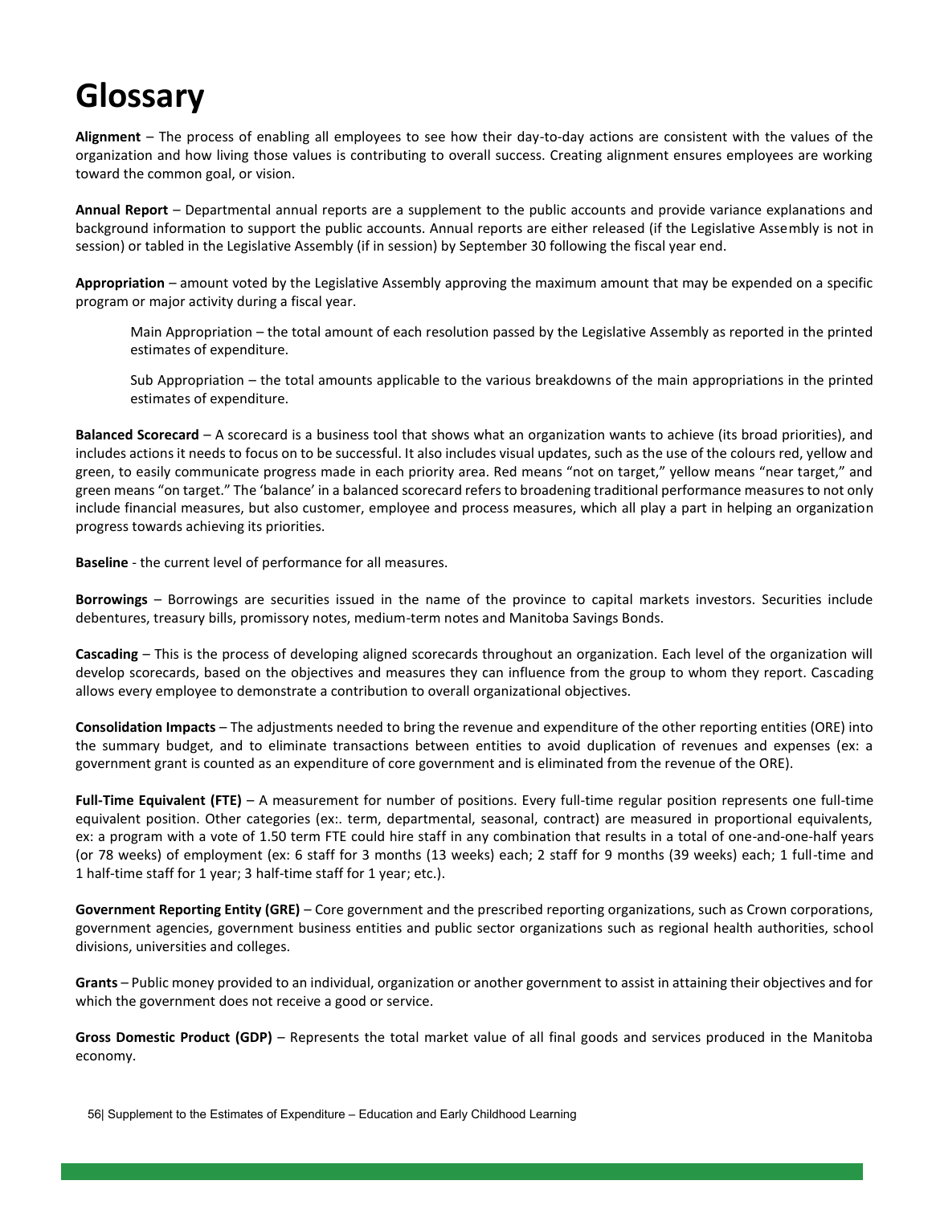# Glossary

**Alignment** – The process of enabling all employees to see how their day-to-day actions are consistent with the values of the organization and how living those values is contributing to overall success. Creating alignment ensures employees are working toward the common goal, or vision.

**Annual Report** – Departmental annual reports are a supplement to the public accounts and provide variance explanations and background information to support the public accounts. Annual reports are either released (if the Legislative Assembly is not in session) or tabled in the Legislative Assembly (if in session) by September 30 following the fiscal year end.

**Appropriation** – amount voted by the Legislative Assembly approving the maximum amount that may be expended on a specific program or major activity during a fiscal year.

> Main Appropriation – the total amount of each resolution passed by the Legislative Assembly as reported in the printed estimates of expenditure.
>
> Sub Appropriation – the total amounts applicable to the various breakdowns of the main appropriations in the printed estimates of expenditure.

**Balanced Scorecard** – A scorecard is a business tool that shows what an organization wants to achieve (its broad priorities), and includes actions it needs to focus on to be successful. It also includes visual updates, such as the use of the colours red, yellow and green, to easily communicate progress made in each priority area. Red means "not on target," yellow means "near target," and green means "on target." The 'balance' in a balanced scorecard refers to broadening traditional performance measures to not only include financial measures, but also customer, employee and process measures, which all play a part in helping an organization progress towards achieving its priorities.

**Baseline** - the current level of performance for all measures.

**Borrowings** – Borrowings are securities issued in the name of the province to capital markets investors. Securities include debentures, treasury bills, promissory notes, medium-term notes and Manitoba Savings Bonds.

**Cascading** – This is the process of developing aligned scorecards throughout an organization. Each level of the organization will develop scorecards, based on the objectives and measures they can influence from the group to whom they report. Cascading allows every employee to demonstrate a contribution to overall organizational objectives.

**Consolidation Impacts** – The adjustments needed to bring the revenue and expenditure of the other reporting entities (ORE) into the summary budget, and to eliminate transactions between entities to avoid duplication of revenues and expenses (ex: a government grant is counted as an expenditure of core government and is eliminated from the revenue of the ORE).

**Full-Time Equivalent (FTE)** – A measurement for number of positions. Every full-time regular position represents one full-time equivalent position. Other categories (ex:. term, departmental, seasonal, contract) are measured in proportional equivalents, ex: a program with a vote of 1.50 term FTE could hire staff in any combination that results in a total of one-and-one-half years (or 78 weeks) of employment (ex: 6 staff for 3 months (13 weeks) each; 2 staff for 9 months (39 weeks) each; 1 full-time and 1 half-time staff for 1 year; 3 half-time staff for 1 year; etc.).

**Government Reporting Entity (GRE)** – Core government and the prescribed reporting organizations, such as Crown corporations, government agencies, government business entities and public sector organizations such as regional health authorities, school divisions, universities and colleges.

**Grants** – Public money provided to an individual, organization or another government to assist in attaining their objectives and for which the government does not receive a good or service.

**Gross Domestic Product (GDP)** – Represents the total market value of all final goods and services produced in the Manitoba economy.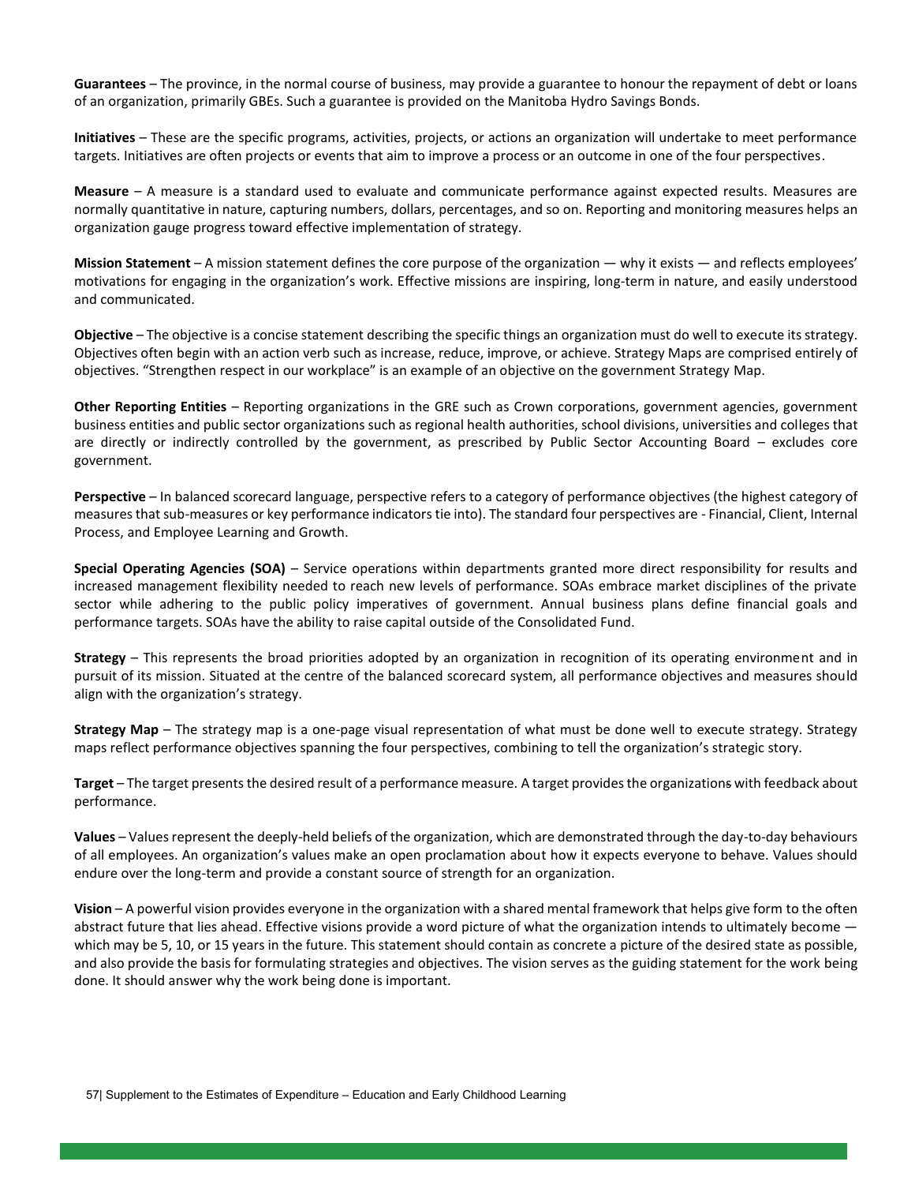**Guarantees** – The province, in the normal course of business, may provide a guarantee to honour the repayment of debt or loans of an organization, primarily GBEs. Such a guarantee is provided on the Manitoba Hydro Savings Bonds.

**Initiatives** – These are the specific programs, activities, projects, or actions an organization will undertake to meet performance targets. Initiatives are often projects or events that aim to improve a process or an outcome in one of the four perspectives.

**Measure** – A measure is a standard used to evaluate and communicate performance against expected results. Measures are normally quantitative in nature, capturing numbers, dollars, percentages, and so on. Reporting and monitoring measures helps an organization gauge progress toward effective implementation of strategy.

**Mission Statement** – A mission statement defines the core purpose of the organization — why it exists — and reflects employees' motivations for engaging in the organization's work. Effective missions are inspiring, long-term in nature, and easily understood and communicated.

**Objective** – The objective is a concise statement describing the specific things an organization must do well to execute its strategy. Objectives often begin with an action verb such as increase, reduce, improve, or achieve. Strategy Maps are comprised entirely of objectives. "Strengthen respect in our workplace" is an example of an objective on the government Strategy Map.

**Other Reporting Entities** – Reporting organizations in the GRE such as Crown corporations, government agencies, government business entities and public sector organizations such as regional health authorities, school divisions, universities and colleges that are directly or indirectly controlled by the government, as prescribed by Public Sector Accounting Board – excludes core government.

**Perspective** – In balanced scorecard language, perspective refers to a category of performance objectives (the highest category of measures that sub-measures or key performance indicators tie into). The standard four perspectives are - Financial, Client, Internal Process, and Employee Learning and Growth.

**Special Operating Agencies (SOA)** – Service operations within departments granted more direct responsibility for results and increased management flexibility needed to reach new levels of performance. SOAs embrace market disciplines of the private sector while adhering to the public policy imperatives of government. Annual business plans define financial goals and performance targets. SOAs have the ability to raise capital outside of the Consolidated Fund.

**Strategy** – This represents the broad priorities adopted by an organization in recognition of its operating environment and in pursuit of its mission. Situated at the centre of the balanced scorecard system, all performance objectives and measures should align with the organization's strategy.

**Strategy Map** – The strategy map is a one-page visual representation of what must be done well to execute strategy. Strategy maps reflect performance objectives spanning the four perspectives, combining to tell the organization's strategic story.

**Target** – The target presents the desired result of a performance measure. A target provides the organizations with feedback about performance.

**Values** – Values represent the deeply-held beliefs of the organization, which are demonstrated through the day-to-day behaviours of all employees. An organization's values make an open proclamation about how it expects everyone to behave. Values should endure over the long-term and provide a constant source of strength for an organization.

**Vision** – A powerful vision provides everyone in the organization with a shared mental framework that helps give form to the often abstract future that lies ahead. Effective visions provide a word picture of what the organization intends to ultimately become — which may be 5, 10, or 15 years in the future. This statement should contain as concrete a picture of the desired state as possible, and also provide the basis for formulating strategies and objectives. The vision serves as the guiding statement for the work being done. It should answer why the work being done is important.